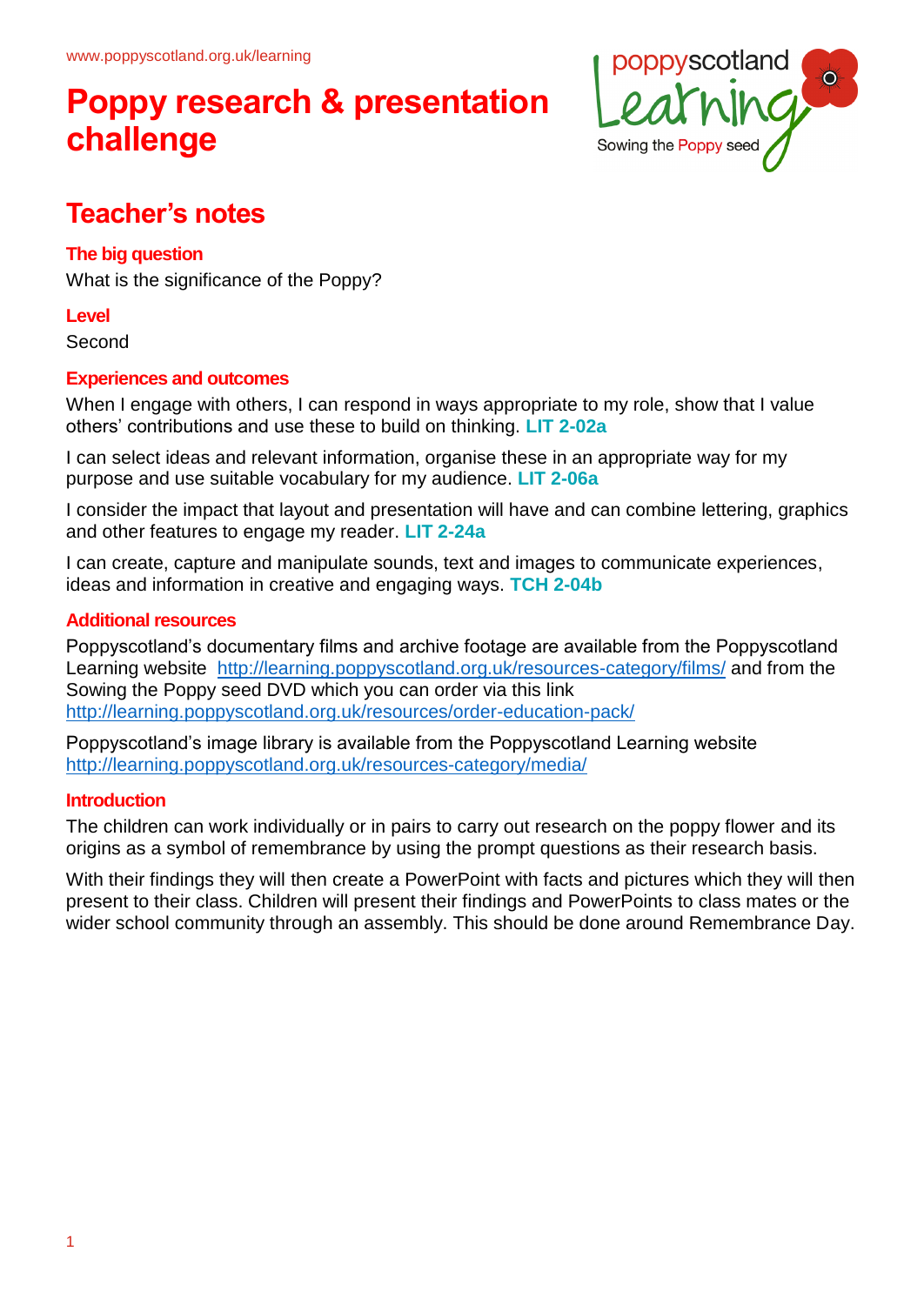www.poppyscotland.org.uk/learning

# Poppy research & presentation challenge

## Teacher's notes

### The big question

What is the significance of the Poppy?

### Level

Second

### Experiences and outcomes

When I engage with others, I can respond in ways appropriate to my role, show that I value others' contributions and use these to build on thinking. **LIT 2-02a**

I can select ideas and relevant information, organise these in an appropriate way for my purpose and use suitable vocabulary for my audience. **LIT 2-06a**

I consider the impact that layout and presentation will have and can combine lettering, graphics and other features to engage my reader. **LIT 2-24a**

I can create, capture and manipulate sounds, text and images to communicate experiences, ideas and information in creative and engaging ways. **TCH 2-04b**

### Additional resources

Poppyscotland's documentary films and archive footage are available from the Poppyscotland Learning website http://learning.poppyscotland.org.uk/resources-category/films/ and from the Sowing the Poppy seed DVD which you can order via this link http://learning.poppyscotland.org.uk/resources/order-education-pack/

Poppyscotland's image library is available from the Poppyscotland Learning website http://learning.poppyscotland.org.uk/resources-category/media/

### Introduction

The children can work individually or in pairs to carry out research on the poppy flower and its origins as a symbol of remembrance by using the prompt questions as their research basis.

With their findings they will then create a PowerPoint with facts and pictures which they will then present to their class. Children will present their findings and PowerPoints to class mates or the wider school community through an assembly. This should be done around Remembrance Day.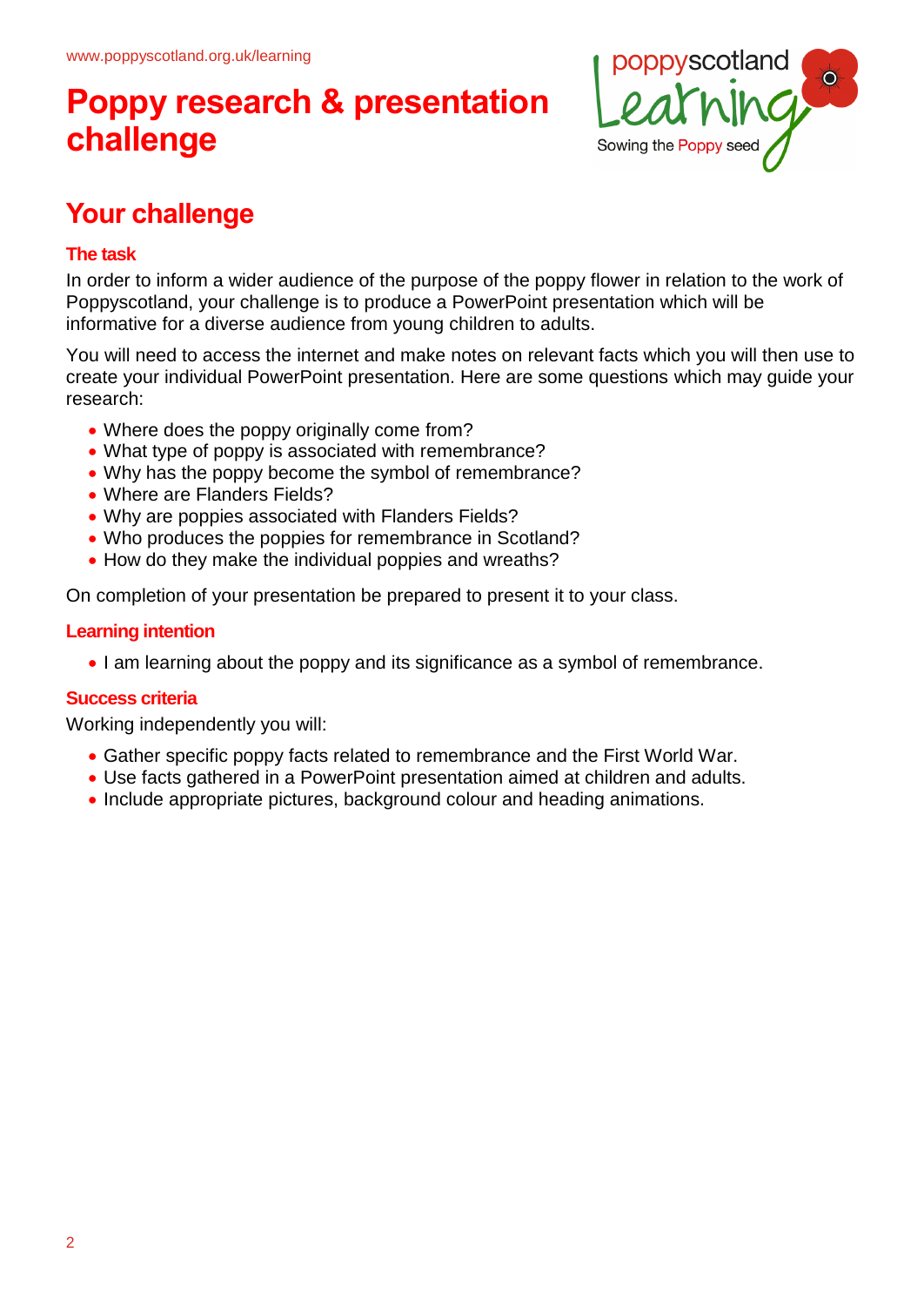# Poppy research & presentation challenge

## Your challenge

### The task

In order to inform a wider audience of the purpose of the poppy flower in relation to the work of Poppyscotland, your challenge is to produce a PowerPoint presentation which will be informative for a diverse audience from young children to adults.

You will need to access the internet and make notes on relevant facts which you will then use to create your individual PowerPoint presentation. Here are some questions which may guide your research:

- Where does the poppy originally come from?
- What type of poppy is associated with remembrance?
- Why has the poppy become the symbol of remembrance?
- Where are Flanders Fields?
- Why are poppies associated with Flanders Fields?
- Who produces the poppies for remembrance in Scotland?
- How do they make the individual poppies and wreaths?

On completion of your presentation be prepared to present it to your class.

### Learning intention

- I am learning about the poppy and its significance as a symbol of remembrance.

### Success criteria

Working independently you will:

- Gather specific poppy facts related to remembrance and the First World War.
- Use facts gathered in a PowerPoint presentation aimed at children and adults.
- Include appropriate pictures, background colour and heading animations.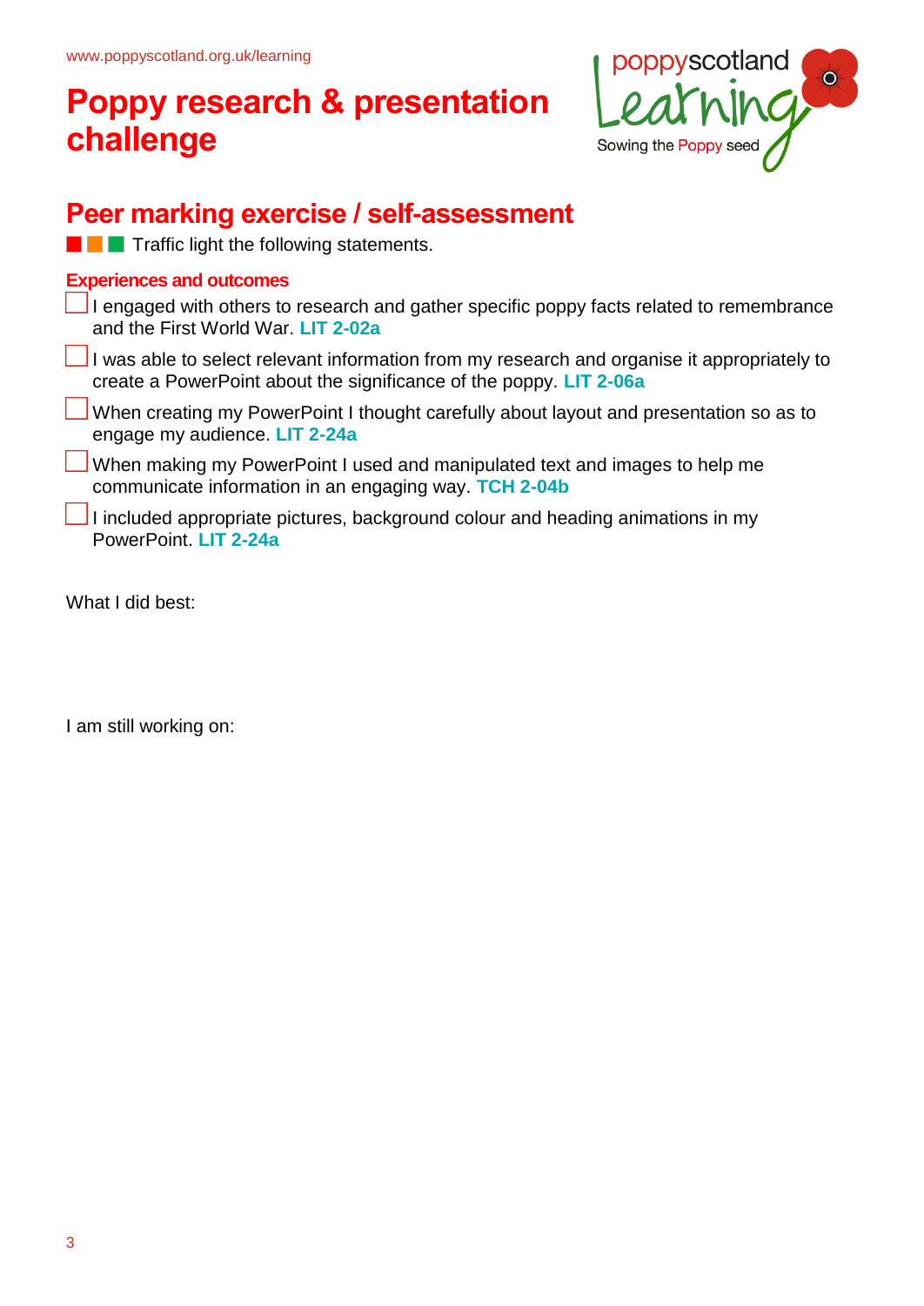www.poppyscotland.org.uk/learning

# Poppy research & presentation challenge

poppyscotland Learning
Sowing the Poppy seed

## Peer marking exercise / self-assessment

Traffic light the following statements.

### Experiences and outcomes

- ☐ I engaged with others to research and gather specific poppy facts related to remembrance and the First World War. **LIT 2-02a**
- ☐ I was able to select relevant information from my research and organise it appropriately to create a PowerPoint about the significance of the poppy. **LIT 2-06a**
- ☐ When creating my PowerPoint I thought carefully about layout and presentation so as to engage my audience. **LIT 2-24a**
- ☐ When making my PowerPoint I used and manipulated text and images to help me communicate information in an engaging way. **TCH 2-04b**
- ☐ I included appropriate pictures, background colour and heading animations in my PowerPoint. **LIT 2-24a**

What I did best:

I am still working on: